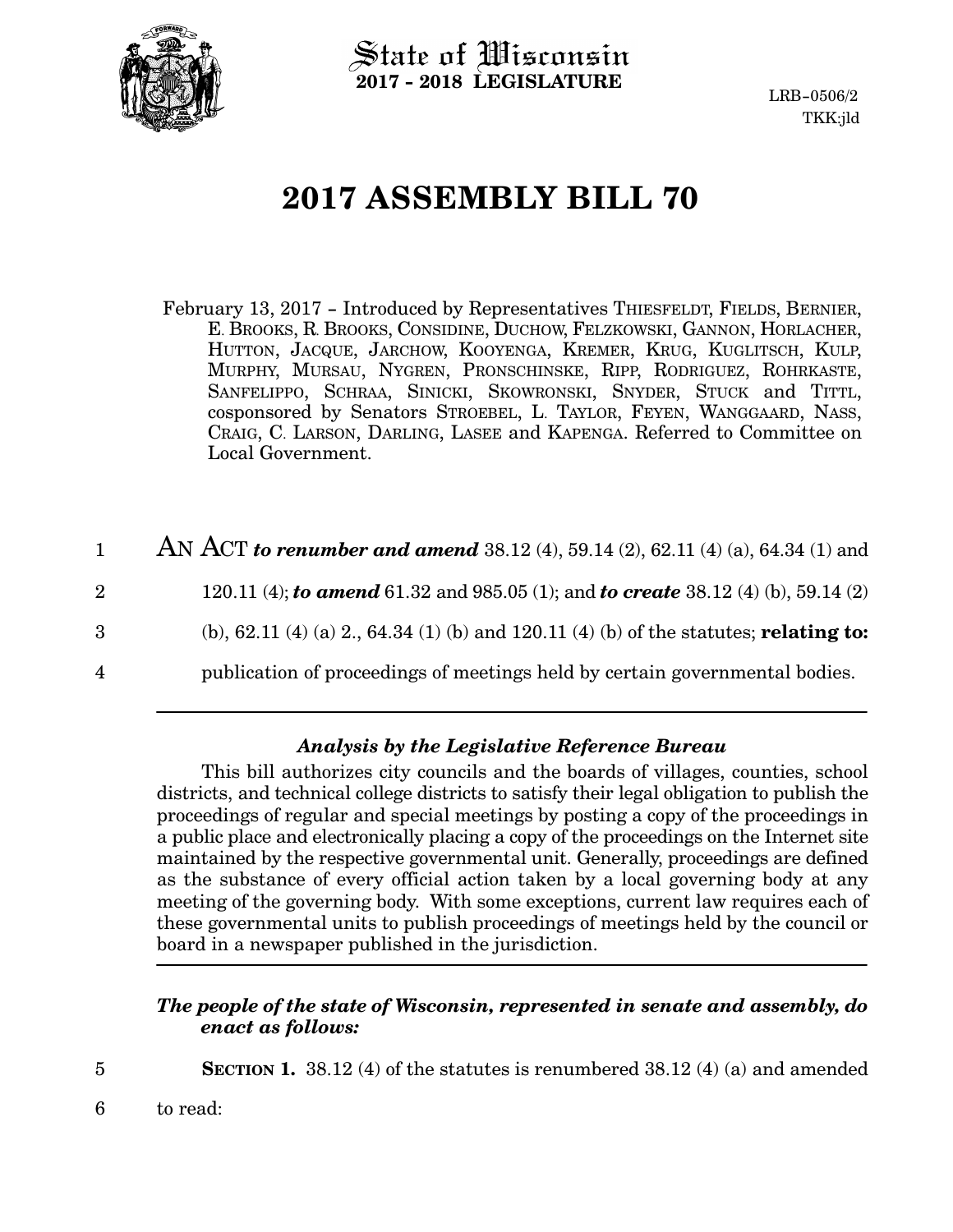State of Wisconsin
**2017 - 2018 LEGISLATURE**

LRB-0506/2
TKK:jld

# 2017 ASSEMBLY BILL 70

February 13, 2017 – Introduced by Representatives THIESFELDT, FIELDS, BERNIER, E. BROOKS, R. BROOKS, CONSIDINE, DUCHOW, FELZKOWSKI, GANNON, HORLACHER, HUTTON, JACQUE, JARCHOW, KOOYENGA, KREMER, KRUG, KUGLITSCH, KULP, MURPHY, MURSAU, NYGREN, PRONSCHINSKE, RIPP, RODRIGUEZ, ROHRKASTE, SANFELIPPO, SCHRAA, SINICKI, SKOWRONSKI, SNYDER, STUCK and TITTL, cosponsored by Senators STROEBEL, L. TAYLOR, FEYEN, WANGGAARD, NASS, CRAIG, C. LARSON, DARLING, LASEE and KAPENGA. Referred to Committee on Local Government.

1 AN ACT ***to renumber and amend*** 38.12 (4), 59.14 (2), 62.11 (4) (a), 64.34 (1) and
2 120.11 (4); ***to amend*** 61.32 and 985.05 (1); and ***to create*** 38.12 (4) (b), 59.14 (2)
3 (b), 62.11 (4) (a) 2., 64.34 (1) (b) and 120.11 (4) (b) of the statutes; **relating to:**
4 publication of proceedings of meetings held by certain governmental bodies.

### *Analysis by the Legislative Reference Bureau*

This bill authorizes city councils and the boards of villages, counties, school districts, and technical college districts to satisfy their legal obligation to publish the proceedings of regular and special meetings by posting a copy of the proceedings in a public place and electronically placing a copy of the proceedings on the Internet site maintained by the respective governmental unit. Generally, proceedings are defined as the substance of every official action taken by a local governing body at any meeting of the governing body. With some exceptions, current law requires each of these governmental units to publish proceedings of meetings held by the council or board in a newspaper published in the jurisdiction.

***The people of the state of Wisconsin, represented in senate and assembly, do enact as follows:***

5 **SECTION 1.** 38.12 (4) of the statutes is renumbered 38.12 (4) (a) and amended
6 to read: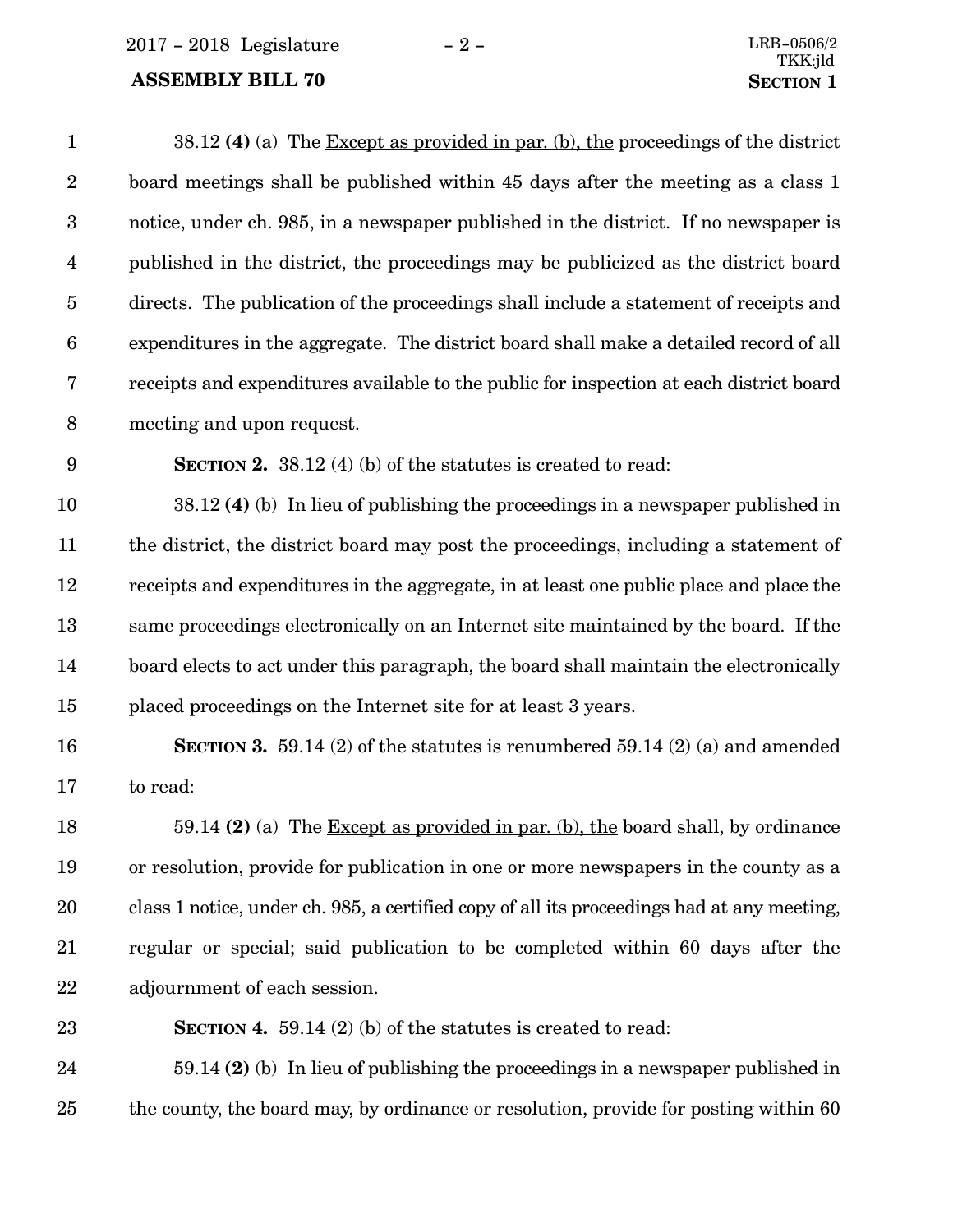38.12 **(4)** (a) ~~The~~ Except as provided in par. (b), the proceedings of the district board meetings shall be published within 45 days after the meeting as a class 1 notice, under ch. 985, in a newspaper published in the district. If no newspaper is published in the district, the proceedings may be publicized as the district board directs. The publication of the proceedings shall include a statement of receipts and expenditures in the aggregate. The district board shall make a detailed record of all receipts and expenditures available to the public for inspection at each district board meeting and upon request.

**SECTION 2.** 38.12 (4) (b) of the statutes is created to read:

38.12 **(4)** (b) In lieu of publishing the proceedings in a newspaper published in the district, the district board may post the proceedings, including a statement of receipts and expenditures in the aggregate, in at least one public place and place the same proceedings electronically on an Internet site maintained by the board. If the board elects to act under this paragraph, the board shall maintain the electronically placed proceedings on the Internet site for at least 3 years.

**SECTION 3.** 59.14 (2) of the statutes is renumbered 59.14 (2) (a) and amended to read:

59.14 **(2)** (a) ~~The~~ Except as provided in par. (b), the board shall, by ordinance or resolution, provide for publication in one or more newspapers in the county as a class 1 notice, under ch. 985, a certified copy of all its proceedings had at any meeting, regular or special; said publication to be completed within 60 days after the adjournment of each session.

**SECTION 4.** 59.14 (2) (b) of the statutes is created to read:

59.14 **(2)** (b) In lieu of publishing the proceedings in a newspaper published in the county, the board may, by ordinance or resolution, provide for posting within 60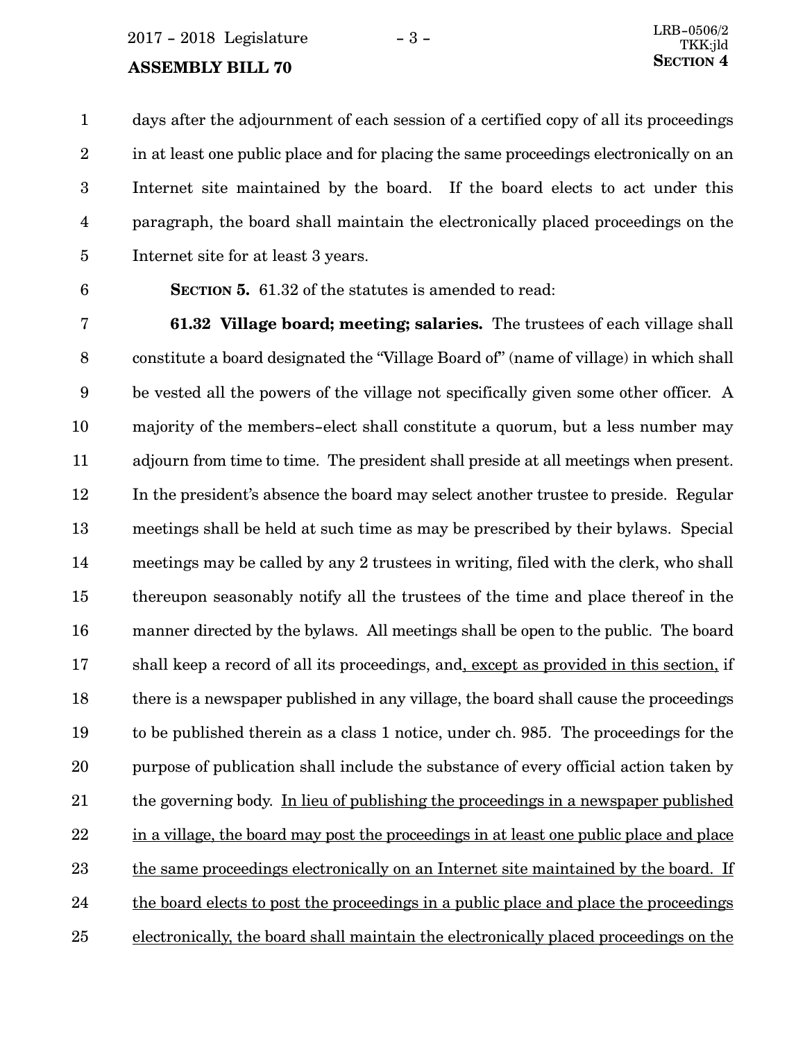days after the adjournment of each session of a certified copy of all its proceedings in at least one public place and for placing the same proceedings electronically on an Internet site maintained by the board. If the board elects to act under this paragraph, the board shall maintain the electronically placed proceedings on the Internet site for at least 3 years.

**SECTION 5.** 61.32 of the statutes is amended to read:

**61.32 Village board; meeting; salaries.** The trustees of each village shall constitute a board designated the "Village Board of" (name of village) in which shall be vested all the powers of the village not specifically given some other officer. A majority of the members-elect shall constitute a quorum, but a less number may adjourn from time to time. The president shall preside at all meetings when present. In the president's absence the board may select another trustee to preside. Regular meetings shall be held at such time as may be prescribed by their bylaws. Special meetings may be called by any 2 trustees in writing, filed with the clerk, who shall thereupon seasonably notify all the trustees of the time and place thereof in the manner directed by the bylaws. All meetings shall be open to the public. The board shall keep a record of all its proceedings, and<u>, except as provided in this section,</u> if there is a newspaper published in any village, the board shall cause the proceedings to be published therein as a class 1 notice, under ch. 985. The proceedings for the purpose of publication shall include the substance of every official action taken by the governing body. <u>In lieu of publishing the proceedings in a newspaper published in a village, the board may post the proceedings in at least one public place and place the same proceedings electronically on an Internet site maintained by the board. If the board elects to post the proceedings in a public place and place the proceedings electronically, the board shall maintain the electronically placed proceedings on the</u>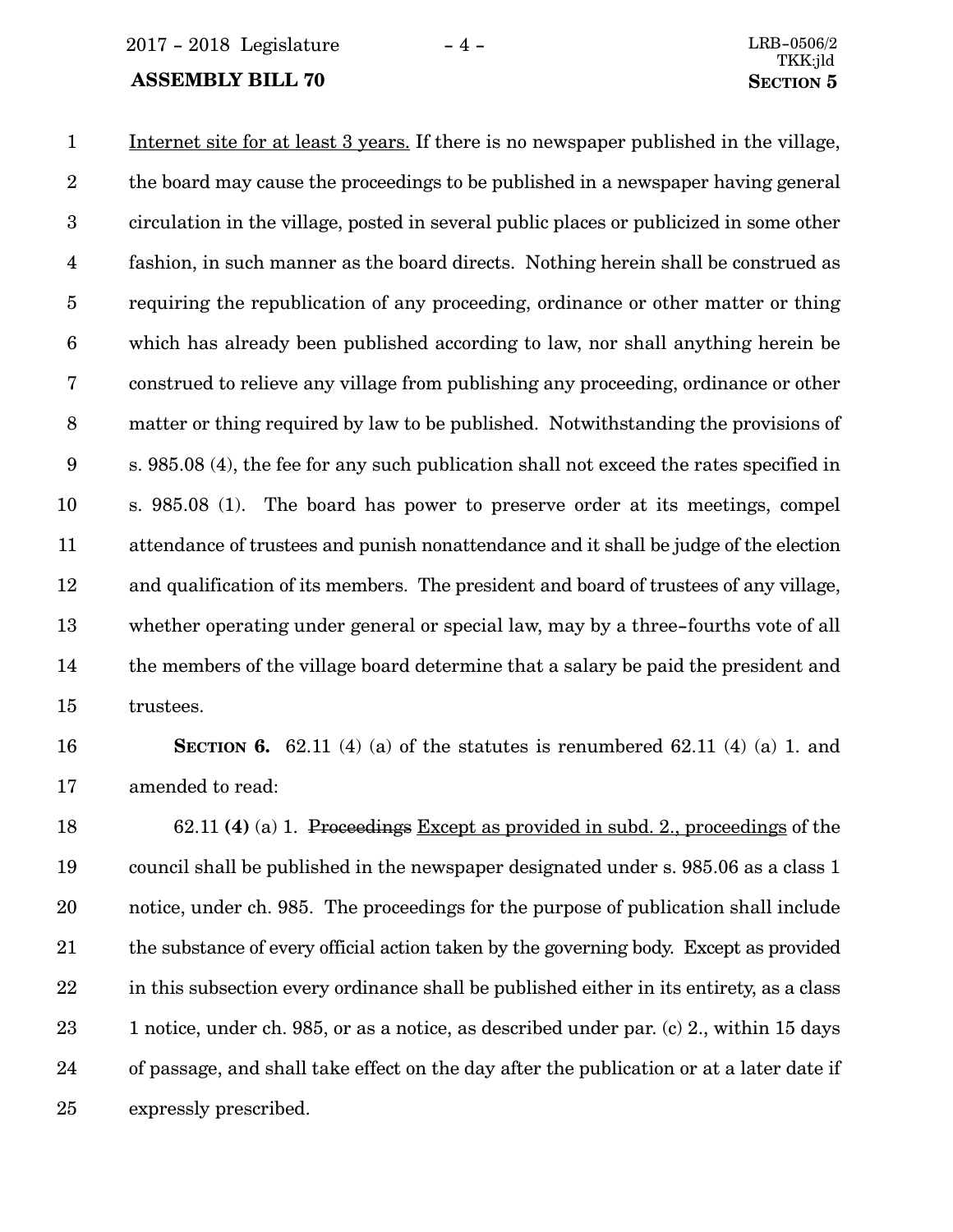Internet site for at least 3 years. If there is no newspaper published in the village, the board may cause the proceedings to be published in a newspaper having general circulation in the village, posted in several public places or publicized in some other fashion, in such manner as the board directs. Nothing herein shall be construed as requiring the republication of any proceeding, ordinance or other matter or thing which has already been published according to law, nor shall anything herein be construed to relieve any village from publishing any proceeding, ordinance or other matter or thing required by law to be published. Notwithstanding the provisions of s. 985.08 (4), the fee for any such publication shall not exceed the rates specified in s. 985.08 (1). The board has power to preserve order at its meetings, compel attendance of trustees and punish nonattendance and it shall be judge of the election and qualification of its members. The president and board of trustees of any village, whether operating under general or special law, may by a three-fourths vote of all the members of the village board determine that a salary be paid the president and trustees.

**SECTION 6.** 62.11 (4) (a) of the statutes is renumbered 62.11 (4) (a) 1. and amended to read:

62.11 **(4)** (a) 1. ~~Proceedings~~ Except as provided in subd. 2., proceedings of the council shall be published in the newspaper designated under s. 985.06 as a class 1 notice, under ch. 985. The proceedings for the purpose of publication shall include the substance of every official action taken by the governing body. Except as provided in this subsection every ordinance shall be published either in its entirety, as a class 1 notice, under ch. 985, or as a notice, as described under par. (c) 2., within 15 days of passage, and shall take effect on the day after the publication or at a later date if expressly prescribed.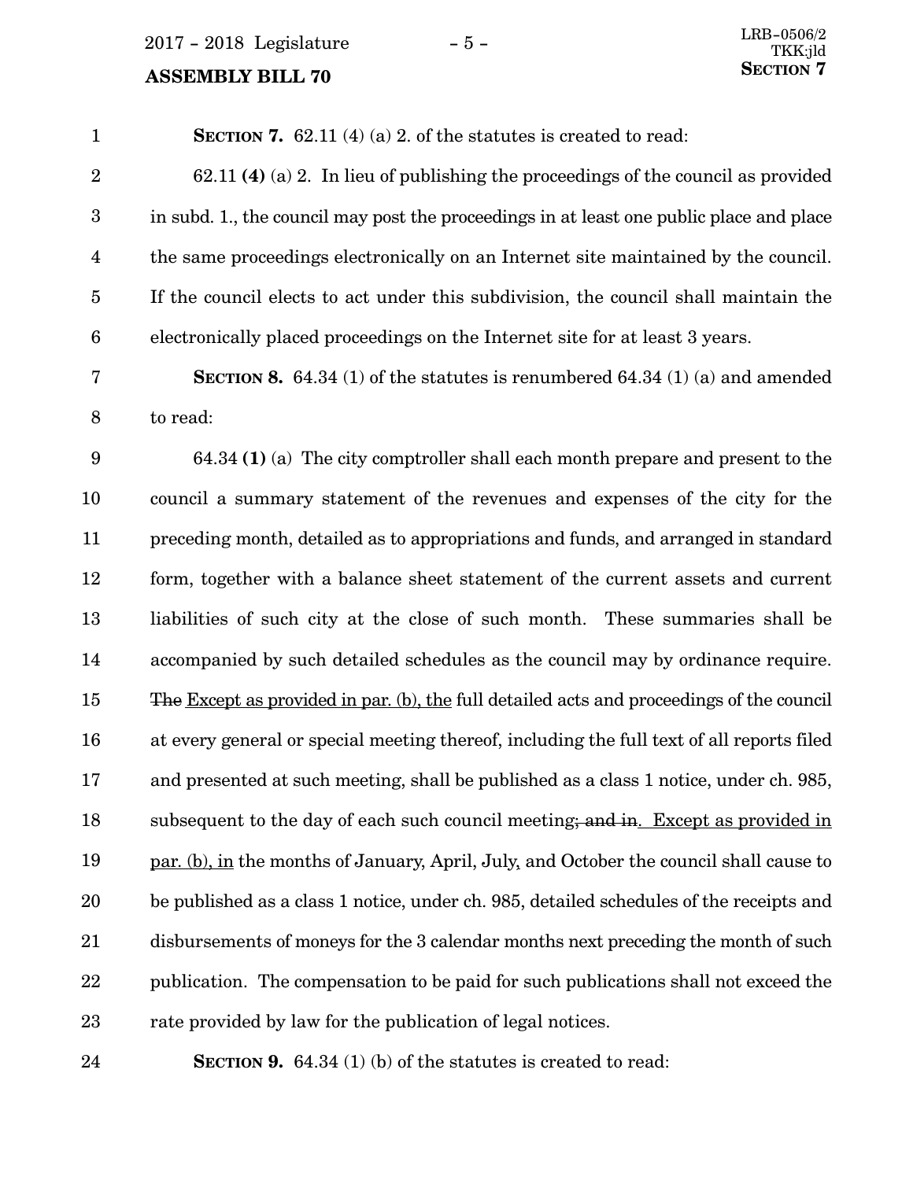**SECTION 7.** 62.11 (4) (a) 2. of the statutes is created to read:

62.11 **(4)** (a) 2. In lieu of publishing the proceedings of the council as provided in subd. 1., the council may post the proceedings in at least one public place and place the same proceedings electronically on an Internet site maintained by the council. If the council elects to act under this subdivision, the council shall maintain the electronically placed proceedings on the Internet site for at least 3 years.

**SECTION 8.** 64.34 (1) of the statutes is renumbered 64.34 (1) (a) and amended to read:

64.34 **(1)** (a) The city comptroller shall each month prepare and present to the council a summary statement of the revenues and expenses of the city for the preceding month, detailed as to appropriations and funds, and arranged in standard form, together with a balance sheet statement of the current assets and current liabilities of such city at the close of such month. These summaries shall be accompanied by such detailed schedules as the council may by ordinance require. ~~The~~ Except as provided in par. (b), the full detailed acts and proceedings of the council at every general or special meeting thereof, including the full text of all reports filed and presented at such meeting, shall be published as a class 1 notice, under ch. 985, subsequent to the day of each such council meeting~~; and in~~. Except as provided in par. (b), in the months of January, April, July, and October the council shall cause to be published as a class 1 notice, under ch. 985, detailed schedules of the receipts and disbursements of moneys for the 3 calendar months next preceding the month of such publication. The compensation to be paid for such publications shall not exceed the rate provided by law for the publication of legal notices.

**SECTION 9.** 64.34 (1) (b) of the statutes is created to read: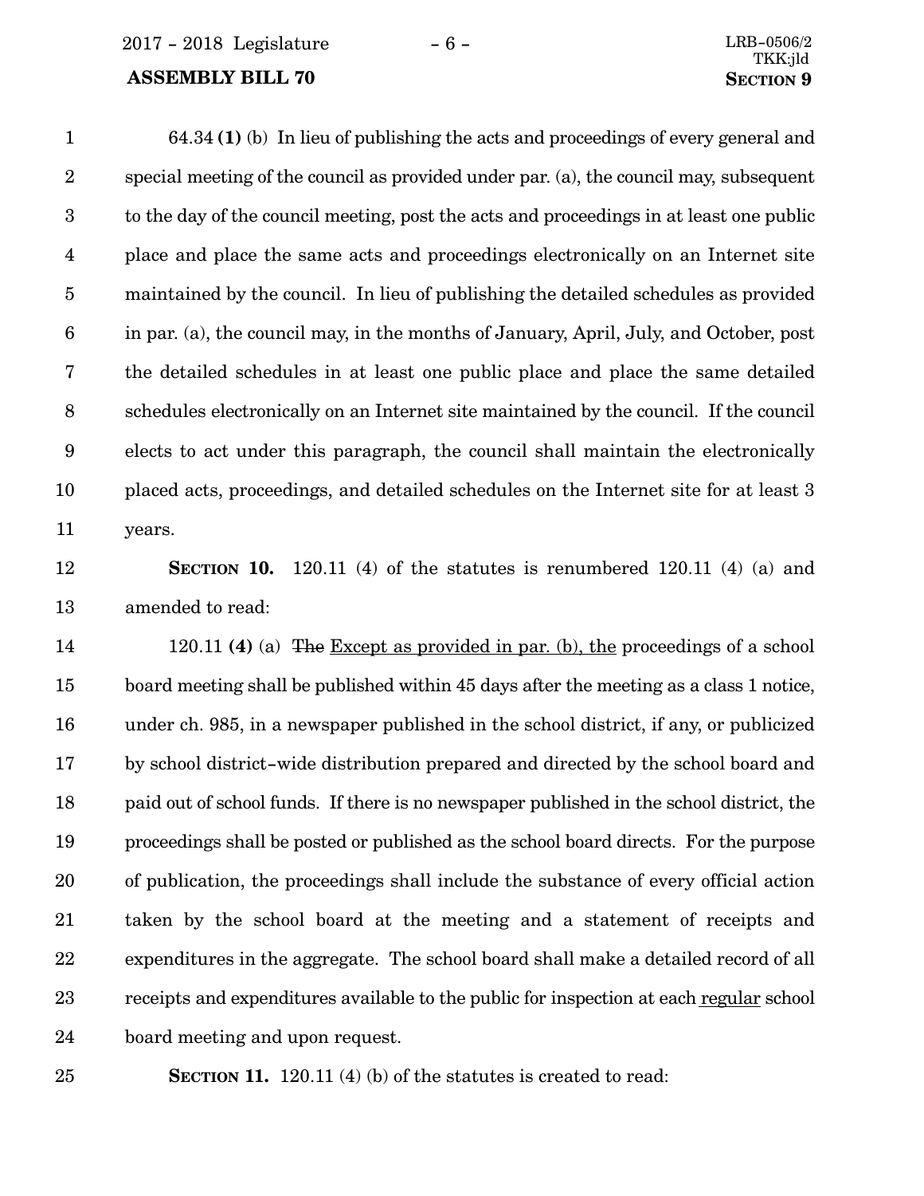64.34 **(1)** (b) In lieu of publishing the acts and proceedings of every general and special meeting of the council as provided under par. (a), the council may, subsequent to the day of the council meeting, post the acts and proceedings in at least one public place and place the same acts and proceedings electronically on an Internet site maintained by the council. In lieu of publishing the detailed schedules as provided in par. (a), the council may, in the months of January, April, July, and October, post the detailed schedules in at least one public place and place the same detailed schedules electronically on an Internet site maintained by the council. If the council elects to act under this paragraph, the council shall maintain the electronically placed acts, proceedings, and detailed schedules on the Internet site for at least 3 years.

**SECTION 10.** 120.11 (4) of the statutes is renumbered 120.11 (4) (a) and amended to read:

120.11 **(4)** (a) ~~The~~ Except as provided in par. (b), the proceedings of a school board meeting shall be published within 45 days after the meeting as a class 1 notice, under ch. 985, in a newspaper published in the school district, if any, or publicized by school district-wide distribution prepared and directed by the school board and paid out of school funds. If there is no newspaper published in the school district, the proceedings shall be posted or published as the school board directs. For the purpose of publication, the proceedings shall include the substance of every official action taken by the school board at the meeting and a statement of receipts and expenditures in the aggregate. The school board shall make a detailed record of all receipts and expenditures available to the public for inspection at each regular school board meeting and upon request.

**SECTION 11.** 120.11 (4) (b) of the statutes is created to read: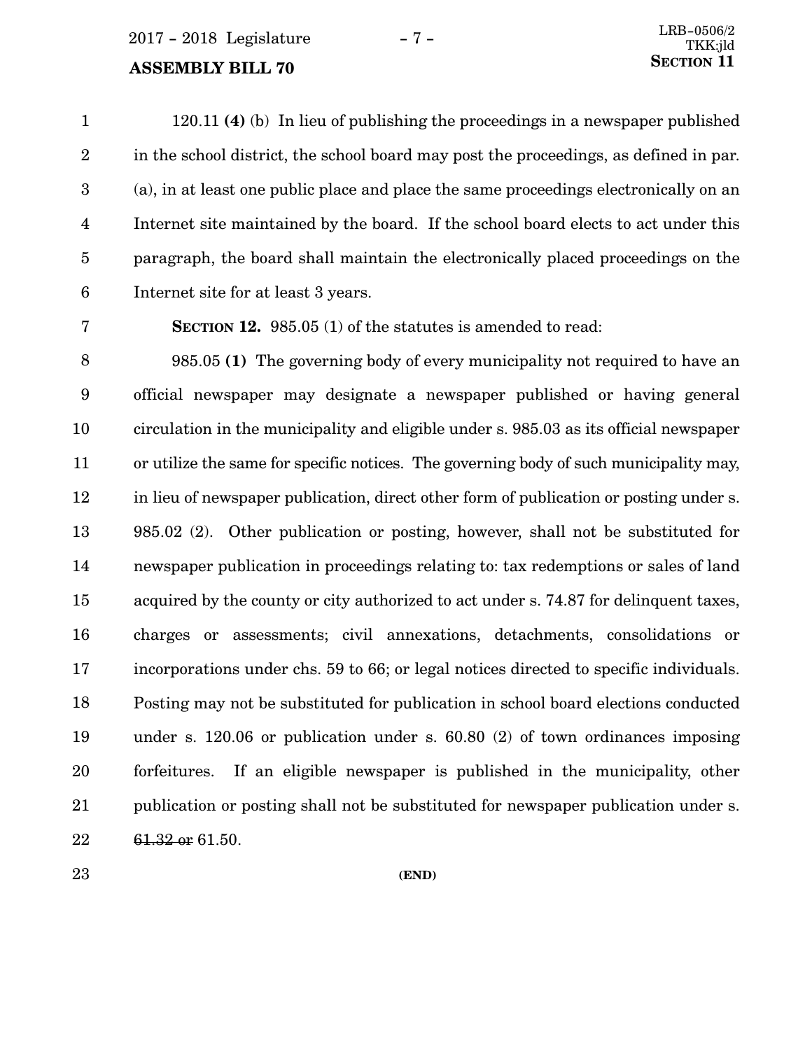120.11 **(4)** (b) In lieu of publishing the proceedings in a newspaper published in the school district, the school board may post the proceedings, as defined in par. (a), in at least one public place and place the same proceedings electronically on an Internet site maintained by the board. If the school board elects to act under this paragraph, the board shall maintain the electronically placed proceedings on the Internet site for at least 3 years.

**SECTION 12.** 985.05 (1) of the statutes is amended to read:

985.05 **(1)** The governing body of every municipality not required to have an official newspaper may designate a newspaper published or having general circulation in the municipality and eligible under s. 985.03 as its official newspaper or utilize the same for specific notices. The governing body of such municipality may, in lieu of newspaper publication, direct other form of publication or posting under s. 985.02 (2). Other publication or posting, however, shall not be substituted for newspaper publication in proceedings relating to: tax redemptions or sales of land acquired by the county or city authorized to act under s. 74.87 for delinquent taxes, charges or assessments; civil annexations, detachments, consolidations or incorporations under chs. 59 to 66; or legal notices directed to specific individuals. Posting may not be substituted for publication in school board elections conducted under s. 120.06 or publication under s. 60.80 (2) of town ordinances imposing forfeitures. If an eligible newspaper is published in the municipality, other publication or posting shall not be substituted for newspaper publication under s. ~~61.32 or~~ 61.50.

**(END)**